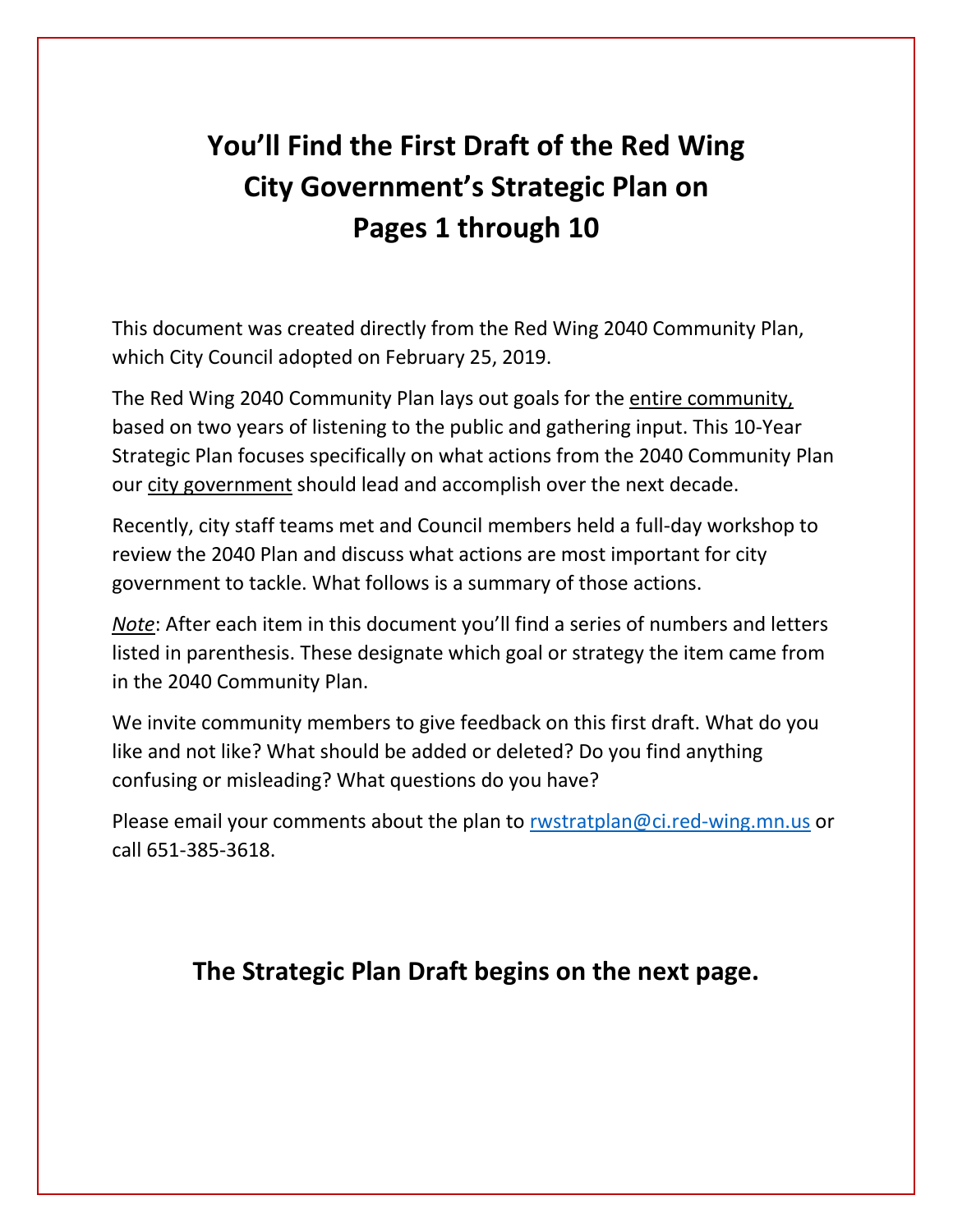# You'll Find the First Draft of the Red Wing City Government's Strategic Plan on Pages 1 through 10

This document was created directly from the Red Wing 2040 Community Plan, which City Council adopted on February 25, 2019.

The Red Wing 2040 Community Plan lays out goals for the entire community, based on two years of listening to the public and gathering input. This 10-Year Strategic Plan focuses specifically on what actions from the 2040 Community Plan our city government should lead and accomplish over the next decade.

Recently, city staff teams met and Council members held a full-day workshop to review the 2040 Plan and discuss what actions are most important for city government to tackle. What follows is a summary of those actions.

*Note*: After each item in this document you'll find a series of numbers and letters listed in parenthesis. These designate which goal or strategy the item came from in the 2040 Community Plan.

We invite community members to give feedback on this first draft. What do you like and not like? What should be added or deleted? Do you find anything confusing or misleading? What questions do you have?

Please email your comments about the plan to rwstratplan@ci.red-wing.mn.us or call 651-385-3618.

**The Strategic Plan Draft begins on the next page.**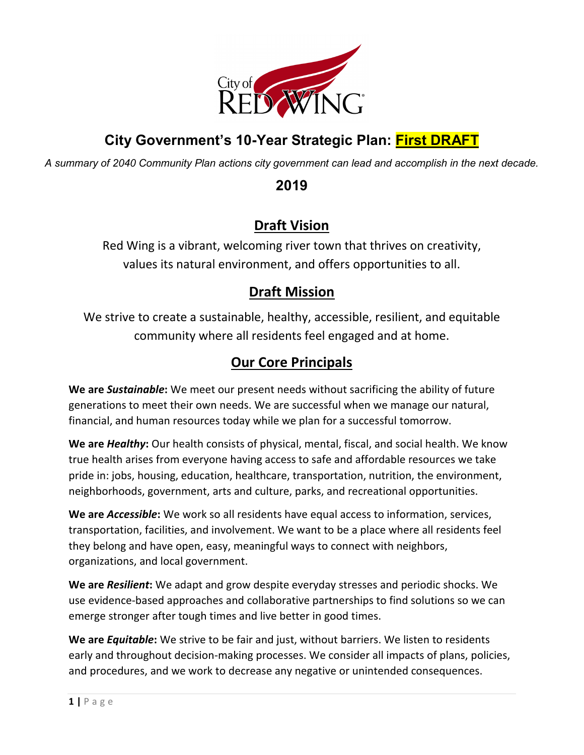# City Government's 10-Year Strategic Plan: First DRAFT

*A summary of 2040 Community Plan actions city government can lead and accomplish in the next decade.*

## 2019

## Draft Vision

Red Wing is a vibrant, welcoming river town that thrives on creativity, values its natural environment, and offers opportunities to all.

## Draft Mission

We strive to create a sustainable, healthy, accessible, resilient, and equitable community where all residents feel engaged and at home.

## Our Core Principals

**We are *Sustainable*:** We meet our present needs without sacrificing the ability of future generations to meet their own needs. We are successful when we manage our natural, financial, and human resources today while we plan for a successful tomorrow.

**We are *Healthy*:** Our health consists of physical, mental, fiscal, and social health. We know true health arises from everyone having access to safe and affordable resources we take pride in: jobs, housing, education, healthcare, transportation, nutrition, the environment, neighborhoods, government, arts and culture, parks, and recreational opportunities.

**We are *Accessible*:** We work so all residents have equal access to information, services, transportation, facilities, and involvement. We want to be a place where all residents feel they belong and have open, easy, meaningful ways to connect with neighbors, organizations, and local government.

**We are *Resilient*:** We adapt and grow despite everyday stresses and periodic shocks. We use evidence-based approaches and collaborative partnerships to find solutions so we can emerge stronger after tough times and live better in good times.

**We are *Equitable*:** We strive to be fair and just, without barriers. We listen to residents early and throughout decision-making processes. We consider all impacts of plans, policies, and procedures, and we work to decrease any negative or unintended consequences.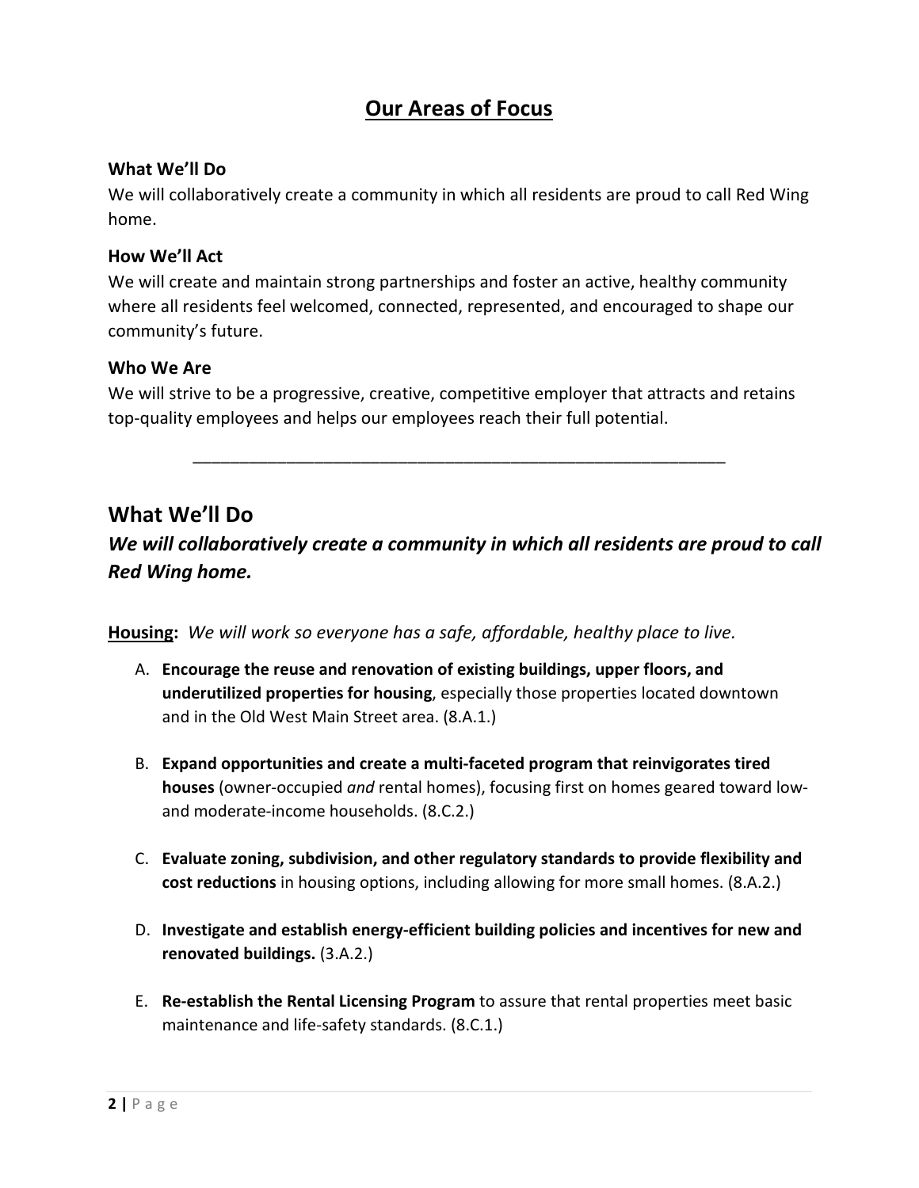## Our Areas of Focus

### What We'll Do

We will collaboratively create a community in which all residents are proud to call Red Wing home.

### How We'll Act

We will create and maintain strong partnerships and foster an active, healthy community where all residents feel welcomed, connected, represented, and encouraged to shape our community's future.

### Who We Are

We will strive to be a progressive, creative, competitive employer that attracts and retains top-quality employees and helps our employees reach their full potential.

---

## What We'll Do

### *We will collaboratively create a community in which all residents are proud to call Red Wing home.*

**Housing:** *We will work so everyone has a safe, affordable, healthy place to live.*

A. **Encourage the reuse and renovation of existing buildings, upper floors, and underutilized properties for housing**, especially those properties located downtown and in the Old West Main Street area. (8.A.1.)

B. **Expand opportunities and create a multi-faceted program that reinvigorates tired houses** (owner-occupied *and* rental homes), focusing first on homes geared toward low- and moderate-income households. (8.C.2.)

C. **Evaluate zoning, subdivision, and other regulatory standards to provide flexibility and cost reductions** in housing options, including allowing for more small homes. (8.A.2.)

D. **Investigate and establish energy-efficient building policies and incentives for new and renovated buildings.** (3.A.2.)

E. **Re-establish the Rental Licensing Program** to assure that rental properties meet basic maintenance and life-safety standards. (8.C.1.)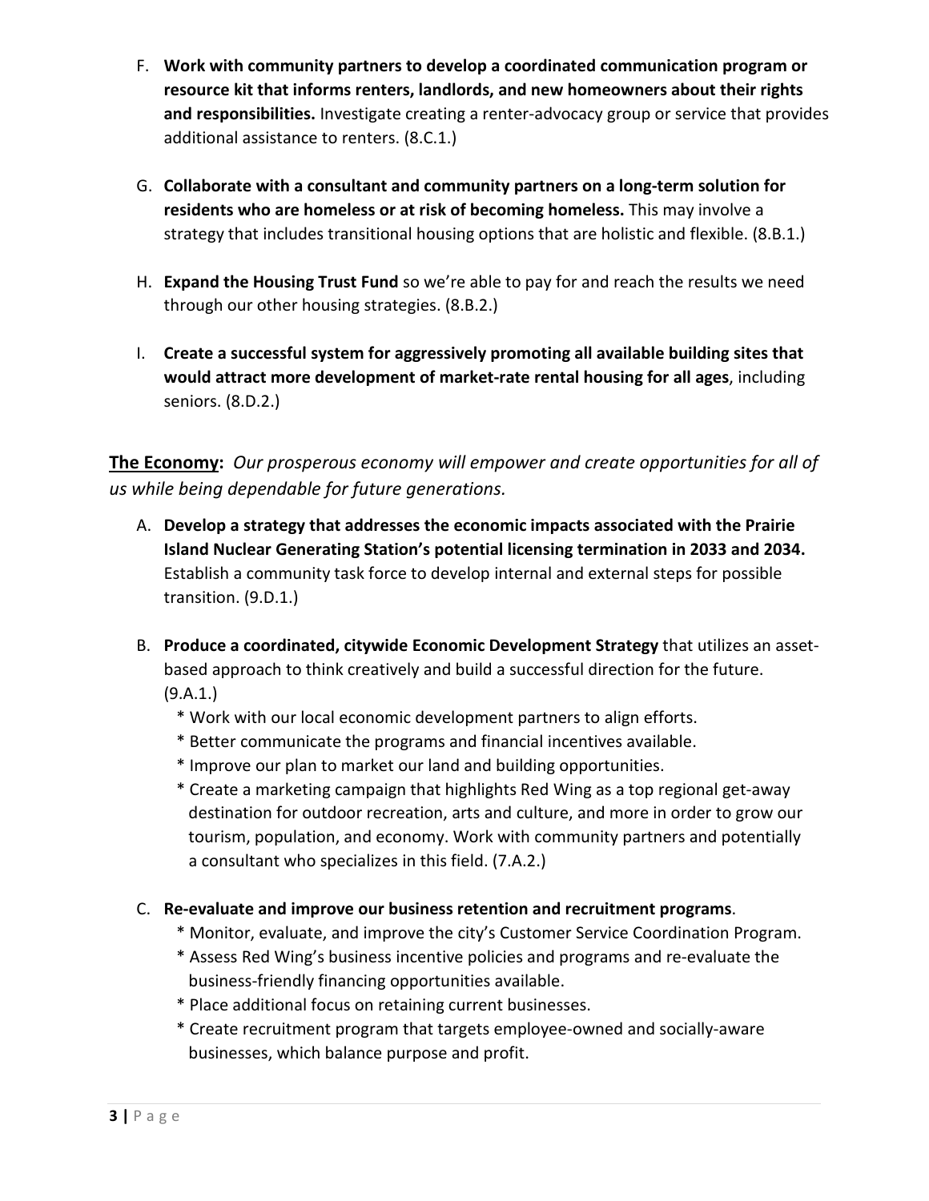F. **Work with community partners to develop a coordinated communication program or resource kit that informs renters, landlords, and new homeowners about their rights and responsibilities.** Investigate creating a renter-advocacy group or service that provides additional assistance to renters. (8.C.1.)

G. **Collaborate with a consultant and community partners on a long-term solution for residents who are homeless or at risk of becoming homeless.** This may involve a strategy that includes transitional housing options that are holistic and flexible. (8.B.1.)

H. **Expand the Housing Trust Fund** so we're able to pay for and reach the results we need through our other housing strategies. (8.B.2.)

I. **Create a successful system for aggressively promoting all available building sites that would attract more development of market-rate rental housing for all ages**, including seniors. (8.D.2.)

**The Economy:** *Our prosperous economy will empower and create opportunities for all of us while being dependable for future generations.*

A. **Develop a strategy that addresses the economic impacts associated with the Prairie Island Nuclear Generating Station's potential licensing termination in 2033 and 2034.** Establish a community task force to develop internal and external steps for possible transition. (9.D.1.)

B. **Produce a coordinated, citywide Economic Development Strategy** that utilizes an asset-based approach to think creatively and build a successful direction for the future. (9.A.1.)
   * Work with our local economic development partners to align efforts.
   * Better communicate the programs and financial incentives available.
   * Improve our plan to market our land and building opportunities.
   * Create a marketing campaign that highlights Red Wing as a top regional get-away destination for outdoor recreation, arts and culture, and more in order to grow our tourism, population, and economy. Work with community partners and potentially a consultant who specializes in this field. (7.A.2.)

C. **Re-evaluate and improve our business retention and recruitment programs**.
   * Monitor, evaluate, and improve the city's Customer Service Coordination Program.
   * Assess Red Wing's business incentive policies and programs and re-evaluate the business-friendly financing opportunities available.
   * Place additional focus on retaining current businesses.
   * Create recruitment program that targets employee-owned and socially-aware businesses, which balance purpose and profit.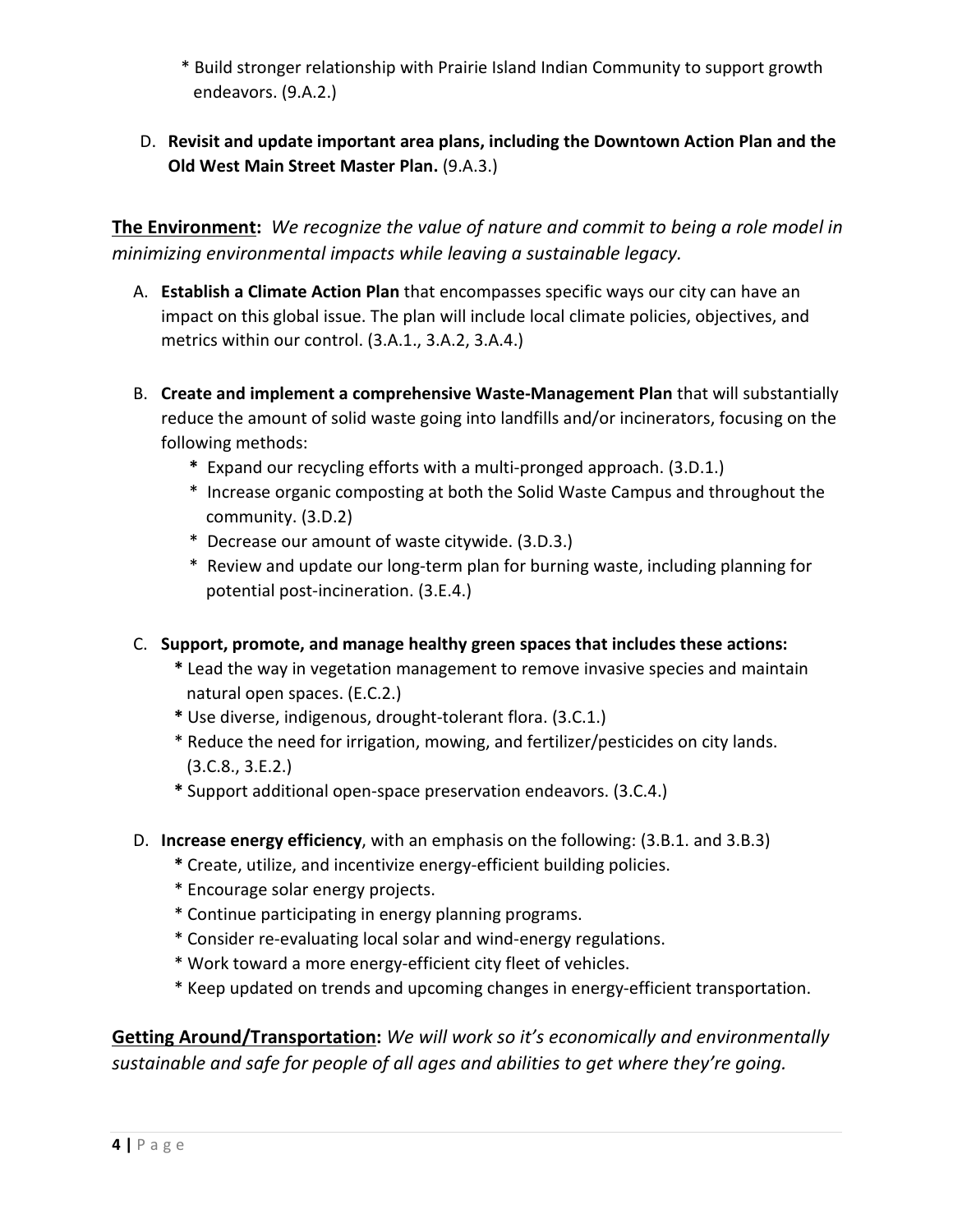* Build stronger relationship with Prairie Island Indian Community to support growth endeavors. (9.A.2.)

D. **Revisit and update important area plans, including the Downtown Action Plan and the Old West Main Street Master Plan.** (9.A.3.)

**<u>The Environment</u>:** *We recognize the value of nature and commit to being a role model in minimizing environmental impacts while leaving a sustainable legacy.*

A. **Establish a Climate Action Plan** that encompasses specific ways our city can have an impact on this global issue. The plan will include local climate policies, objectives, and metrics within our control. (3.A.1., 3.A.2, 3.A.4.)

B. **Create and implement a comprehensive Waste-Management Plan** that will substantially reduce the amount of solid waste going into landfills and/or incinerators, focusing on the following methods:
   * Expand our recycling efforts with a multi-pronged approach. (3.D.1.)
   * Increase organic composting at both the Solid Waste Campus and throughout the community. (3.D.2)
   * Decrease our amount of waste citywide. (3.D.3.)
   * Review and update our long-term plan for burning waste, including planning for potential post-incineration. (3.E.4.)

C. **Support, promote, and manage healthy green spaces that includes these actions:**
   * Lead the way in vegetation management to remove invasive species and maintain natural open spaces. (E.C.2.)
   * Use diverse, indigenous, drought-tolerant flora. (3.C.1.)
   * Reduce the need for irrigation, mowing, and fertilizer/pesticides on city lands. (3.C.8., 3.E.2.)
   * Support additional open-space preservation endeavors. (3.C.4.)

D. **Increase energy efficiency**, with an emphasis on the following: (3.B.1. and 3.B.3)
   * Create, utilize, and incentivize energy-efficient building policies.
   * Encourage solar energy projects.
   * Continue participating in energy planning programs.
   * Consider re-evaluating local solar and wind-energy regulations.
   * Work toward a more energy-efficient city fleet of vehicles.
   * Keep updated on trends and upcoming changes in energy-efficient transportation.

**<u>Getting Around/Transportation</u>:** *We will work so it's economically and environmentally sustainable and safe for people of all ages and abilities to get where they're going.*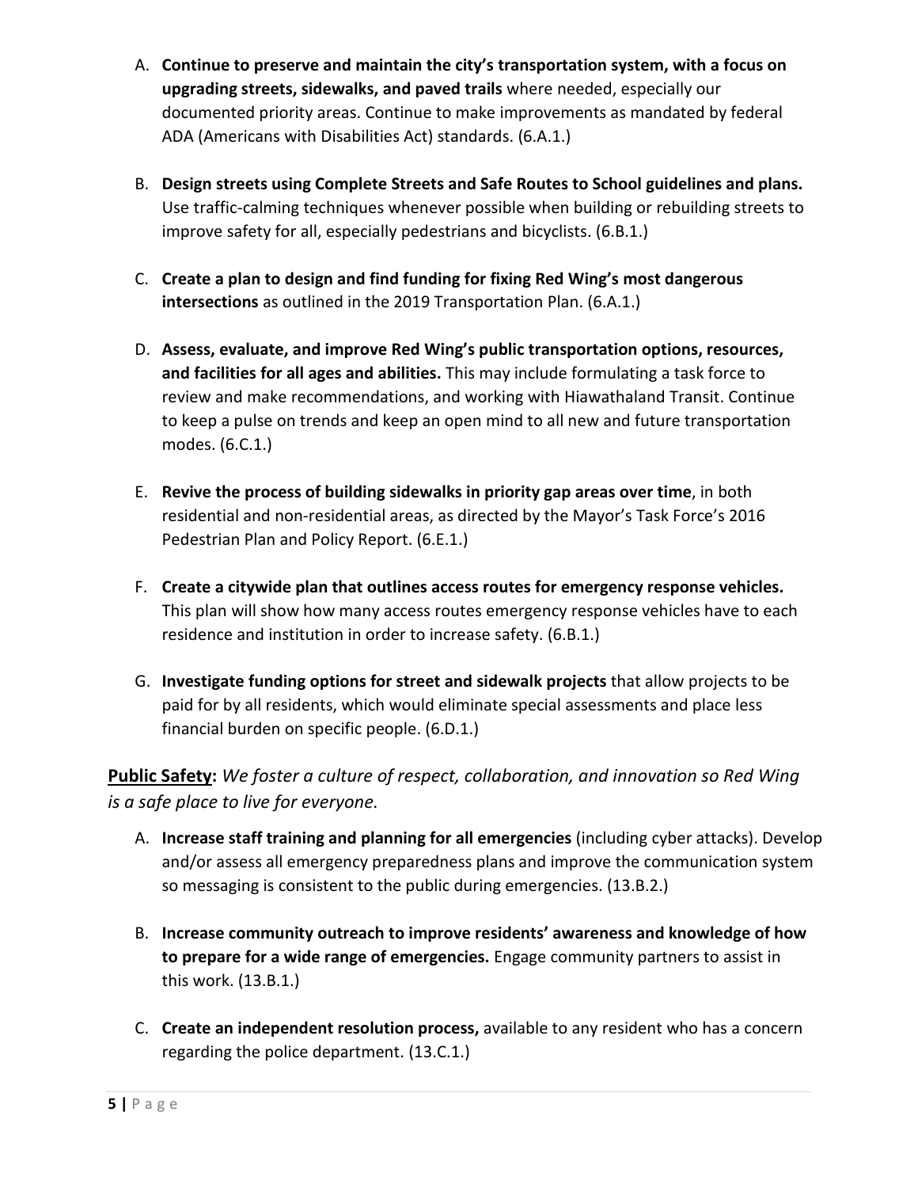A. **Continue to preserve and maintain the city's transportation system, with a focus on upgrading streets, sidewalks, and paved trails** where needed, especially our documented priority areas. Continue to make improvements as mandated by federal ADA (Americans with Disabilities Act) standards. (6.A.1.)

B. **Design streets using Complete Streets and Safe Routes to School guidelines and plans.** Use traffic-calming techniques whenever possible when building or rebuilding streets to improve safety for all, especially pedestrians and bicyclists. (6.B.1.)

C. **Create a plan to design and find funding for fixing Red Wing's most dangerous intersections** as outlined in the 2019 Transportation Plan. (6.A.1.)

D. **Assess, evaluate, and improve Red Wing's public transportation options, resources, and facilities for all ages and abilities.** This may include formulating a task force to review and make recommendations, and working with Hiawathaland Transit. Continue to keep a pulse on trends and keep an open mind to all new and future transportation modes. (6.C.1.)

E. **Revive the process of building sidewalks in priority gap areas over time**, in both residential and non-residential areas, as directed by the Mayor's Task Force's 2016 Pedestrian Plan and Policy Report. (6.E.1.)

F. **Create a citywide plan that outlines access routes for emergency response vehicles.** This plan will show how many access routes emergency response vehicles have to each residence and institution in order to increase safety. (6.B.1.)

G. **Investigate funding options for street and sidewalk projects** that allow projects to be paid for by all residents, which would eliminate special assessments and place less financial burden on specific people. (6.D.1.)

**Public Safety:** *We foster a culture of respect, collaboration, and innovation so Red Wing is a safe place to live for everyone.*

A. **Increase staff training and planning for all emergencies** (including cyber attacks). Develop and/or assess all emergency preparedness plans and improve the communication system so messaging is consistent to the public during emergencies. (13.B.2.)

B. **Increase community outreach to improve residents' awareness and knowledge of how to prepare for a wide range of emergencies.** Engage community partners to assist in this work. (13.B.1.)

C. **Create an independent resolution process,** available to any resident who has a concern regarding the police department. (13.C.1.)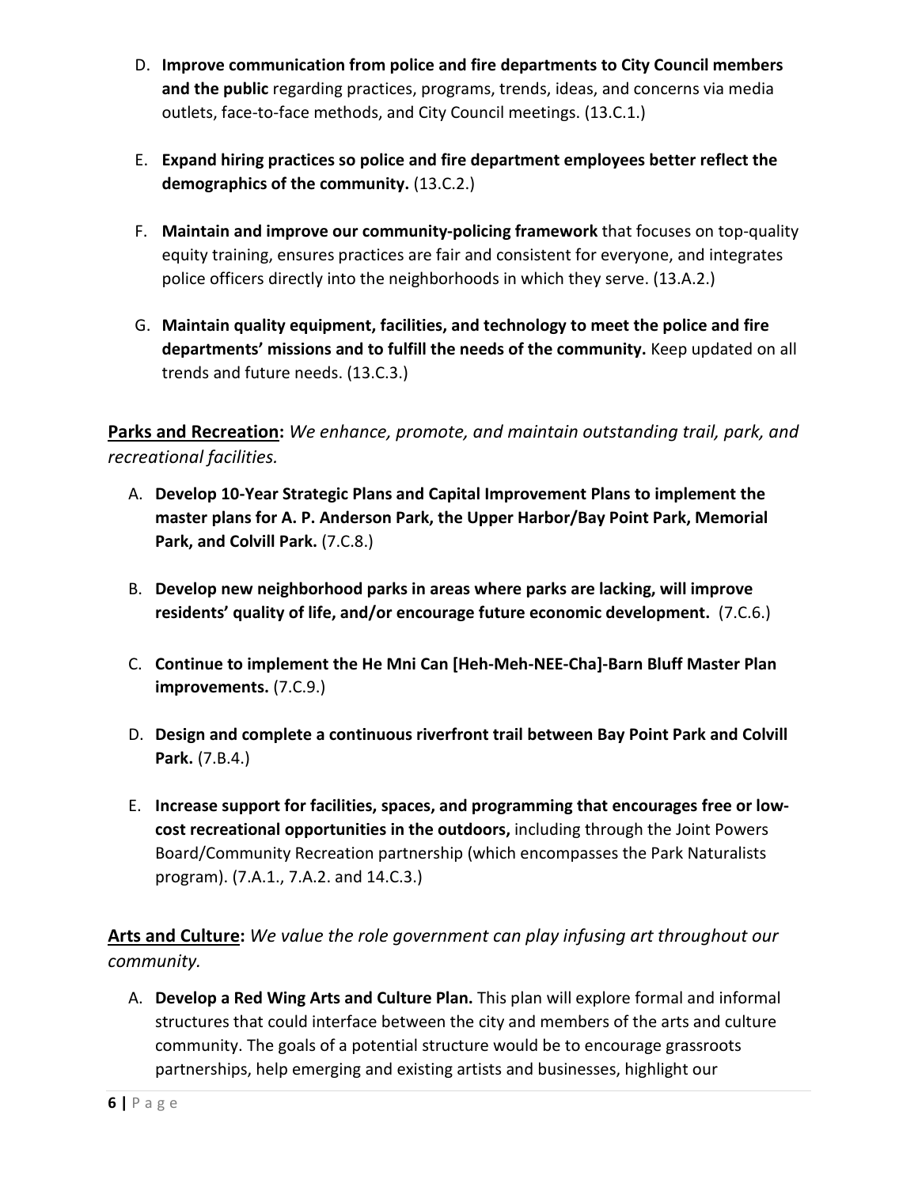D. **Improve communication from police and fire departments to City Council members and the public** regarding practices, programs, trends, ideas, and concerns via media outlets, face-to-face methods, and City Council meetings. (13.C.1.)

E. **Expand hiring practices so police and fire department employees better reflect the demographics of the community.** (13.C.2.)

F. **Maintain and improve our community-policing framework** that focuses on top-quality equity training, ensures practices are fair and consistent for everyone, and integrates police officers directly into the neighborhoods in which they serve. (13.A.2.)

G. **Maintain quality equipment, facilities, and technology to meet the police and fire departments' missions and to fulfill the needs of the community.** Keep updated on all trends and future needs. (13.C.3.)

**Parks and Recreation:** *We enhance, promote, and maintain outstanding trail, park, and recreational facilities.*

A. **Develop 10-Year Strategic Plans and Capital Improvement Plans to implement the master plans for A. P. Anderson Park, the Upper Harbor/Bay Point Park, Memorial Park, and Colvill Park.** (7.C.8.)

B. **Develop new neighborhood parks in areas where parks are lacking, will improve residents' quality of life, and/or encourage future economic development.** (7.C.6.)

C. **Continue to implement the He Mni Can [Heh-Meh-NEE-Cha]-Barn Bluff Master Plan improvements.** (7.C.9.)

D. **Design and complete a continuous riverfront trail between Bay Point Park and Colvill Park.** (7.B.4.)

E. **Increase support for facilities, spaces, and programming that encourages free or low-cost recreational opportunities in the outdoors,** including through the Joint Powers Board/Community Recreation partnership (which encompasses the Park Naturalists program). (7.A.1., 7.A.2. and 14.C.3.)

**Arts and Culture:** *We value the role government can play infusing art throughout our community.*

A. **Develop a Red Wing Arts and Culture Plan.** This plan will explore formal and informal structures that could interface between the city and members of the arts and culture community. The goals of a potential structure would be to encourage grassroots partnerships, help emerging and existing artists and businesses, highlight our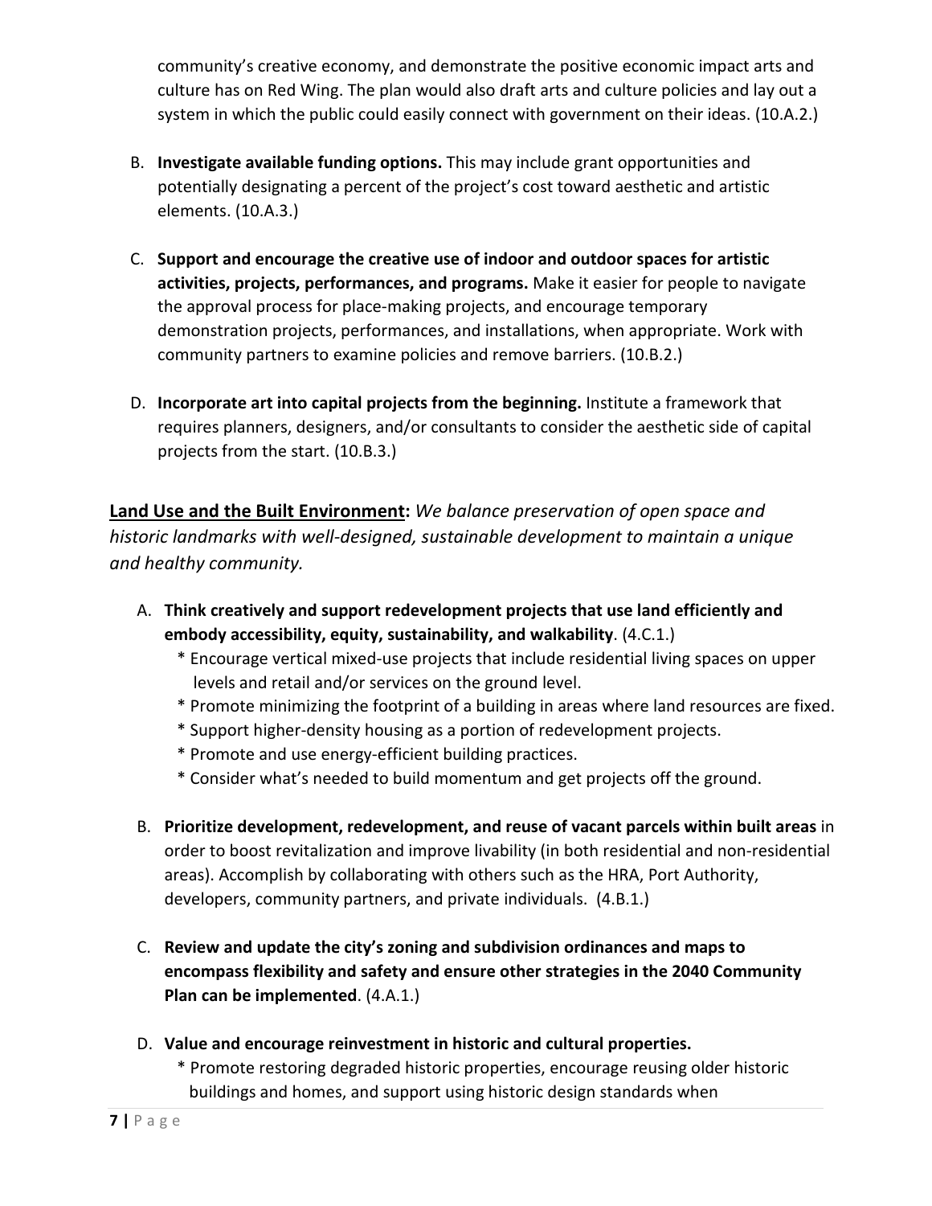community's creative economy, and demonstrate the positive economic impact arts and culture has on Red Wing. The plan would also draft arts and culture policies and lay out a system in which the public could easily connect with government on their ideas. (10.A.2.)

B. **Investigate available funding options.** This may include grant opportunities and potentially designating a percent of the project's cost toward aesthetic and artistic elements. (10.A.3.)

C. **Support and encourage the creative use of indoor and outdoor spaces for artistic activities, projects, performances, and programs.** Make it easier for people to navigate the approval process for place-making projects, and encourage temporary demonstration projects, performances, and installations, when appropriate. Work with community partners to examine policies and remove barriers. (10.B.2.)

D. **Incorporate art into capital projects from the beginning.** Institute a framework that requires planners, designers, and/or consultants to consider the aesthetic side of capital projects from the start. (10.B.3.)

**<u>Land Use and the Built Environment</u>:** *We balance preservation of open space and historic landmarks with well-designed, sustainable development to maintain a unique and healthy community.*

A. **Think creatively and support redevelopment projects that use land efficiently and embody accessibility, equity, sustainability, and walkability**. (4.C.1.)
   * Encourage vertical mixed-use projects that include residential living spaces on upper levels and retail and/or services on the ground level.
   * Promote minimizing the footprint of a building in areas where land resources are fixed.
   * Support higher-density housing as a portion of redevelopment projects.
   * Promote and use energy-efficient building practices.
   * Consider what's needed to build momentum and get projects off the ground.

B. **Prioritize development, redevelopment, and reuse of vacant parcels within built areas** in order to boost revitalization and improve livability (in both residential and non-residential areas). Accomplish by collaborating with others such as the HRA, Port Authority, developers, community partners, and private individuals. (4.B.1.)

C. **Review and update the city's zoning and subdivision ordinances and maps to encompass flexibility and safety and ensure other strategies in the 2040 Community Plan can be implemented**. (4.A.1.)

D. **Value and encourage reinvestment in historic and cultural properties.**
   * Promote restoring degraded historic properties, encourage reusing older historic buildings and homes, and support using historic design standards when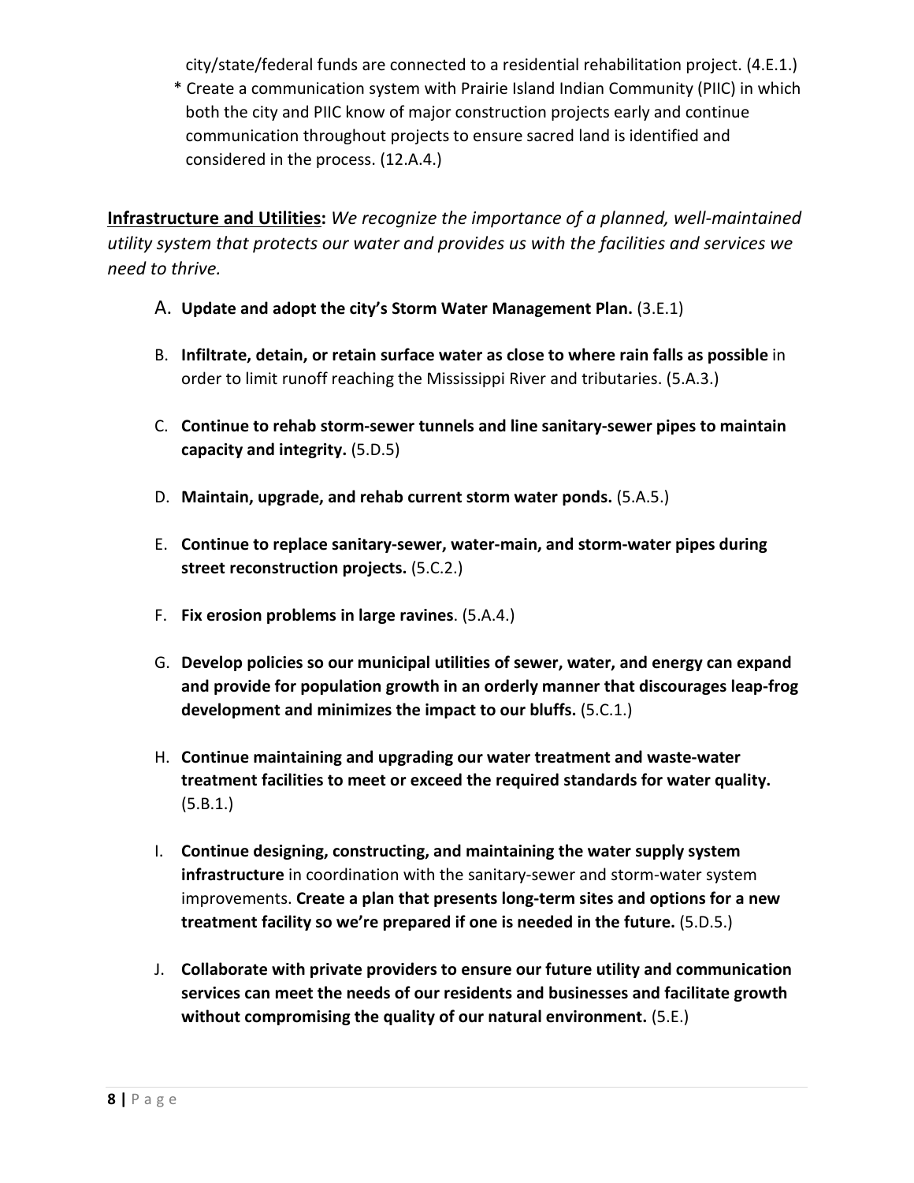city/state/federal funds are connected to a residential rehabilitation project. (4.E.1.)

* Create a communication system with Prairie Island Indian Community (PIIC) in which both the city and PIIC know of major construction projects early and continue communication throughout projects to ensure sacred land is identified and considered in the process. (12.A.4.)

**Infrastructure and Utilities:** *We recognize the importance of a planned, well-maintained utility system that protects our water and provides us with the facilities and services we need to thrive.*

A. **Update and adopt the city's Storm Water Management Plan.** (3.E.1)

B. **Infiltrate, detain, or retain surface water as close to where rain falls as possible** in order to limit runoff reaching the Mississippi River and tributaries. (5.A.3.)

C. **Continue to rehab storm-sewer tunnels and line sanitary-sewer pipes to maintain capacity and integrity.** (5.D.5)

D. **Maintain, upgrade, and rehab current storm water ponds.** (5.A.5.)

E. **Continue to replace sanitary-sewer, water-main, and storm-water pipes during street reconstruction projects.** (5.C.2.)

F. **Fix erosion problems in large ravines**. (5.A.4.)

G. **Develop policies so our municipal utilities of sewer, water, and energy can expand and provide for population growth in an orderly manner that discourages leap-frog development and minimizes the impact to our bluffs.** (5.C.1.)

H. **Continue maintaining and upgrading our water treatment and waste-water treatment facilities to meet or exceed the required standards for water quality.** (5.B.1.)

I. **Continue designing, constructing, and maintaining the water supply system infrastructure** in coordination with the sanitary-sewer and storm-water system improvements. **Create a plan that presents long-term sites and options for a new treatment facility so we're prepared if one is needed in the future.** (5.D.5.)

J. **Collaborate with private providers to ensure our future utility and communication services can meet the needs of our residents and businesses and facilitate growth without compromising the quality of our natural environment.** (5.E.)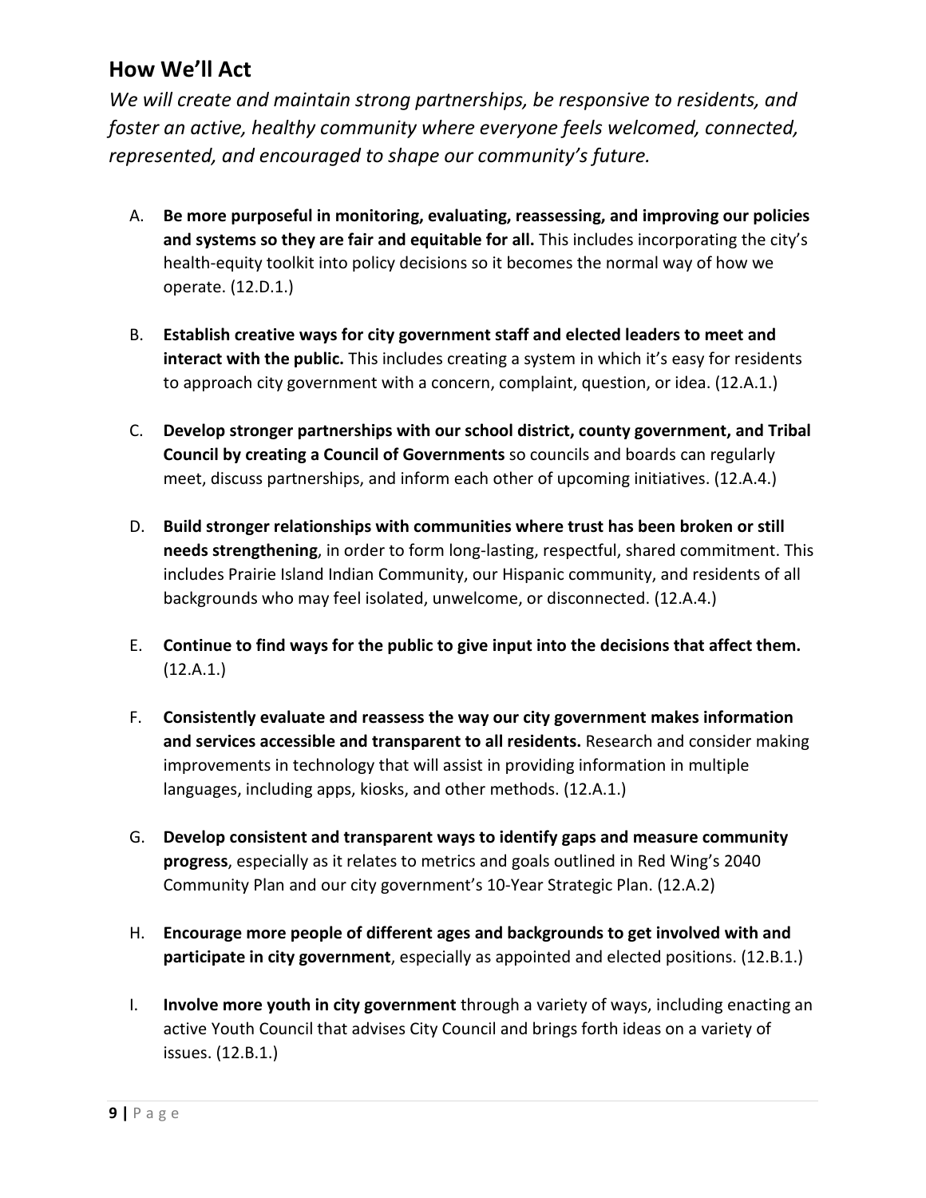## How We'll Act

*We will create and maintain strong partnerships, be responsive to residents, and foster an active, healthy community where everyone feels welcomed, connected, represented, and encouraged to shape our community's future.*

A. **Be more purposeful in monitoring, evaluating, reassessing, and improving our policies and systems so they are fair and equitable for all.** This includes incorporating the city's health-equity toolkit into policy decisions so it becomes the normal way of how we operate. (12.D.1.)

B. **Establish creative ways for city government staff and elected leaders to meet and interact with the public.** This includes creating a system in which it's easy for residents to approach city government with a concern, complaint, question, or idea. (12.A.1.)

C. **Develop stronger partnerships with our school district, county government, and Tribal Council by creating a Council of Governments** so councils and boards can regularly meet, discuss partnerships, and inform each other of upcoming initiatives. (12.A.4.)

D. **Build stronger relationships with communities where trust has been broken or still needs strengthening**, in order to form long-lasting, respectful, shared commitment. This includes Prairie Island Indian Community, our Hispanic community, and residents of all backgrounds who may feel isolated, unwelcome, or disconnected. (12.A.4.)

E. **Continue to find ways for the public to give input into the decisions that affect them.** (12.A.1.)

F. **Consistently evaluate and reassess the way our city government makes information and services accessible and transparent to all residents.** Research and consider making improvements in technology that will assist in providing information in multiple languages, including apps, kiosks, and other methods. (12.A.1.)

G. **Develop consistent and transparent ways to identify gaps and measure community progress**, especially as it relates to metrics and goals outlined in Red Wing's 2040 Community Plan and our city government's 10-Year Strategic Plan. (12.A.2)

H. **Encourage more people of different ages and backgrounds to get involved with and participate in city government**, especially as appointed and elected positions. (12.B.1.)

I. **Involve more youth in city government** through a variety of ways, including enacting an active Youth Council that advises City Council and brings forth ideas on a variety of issues. (12.B.1.)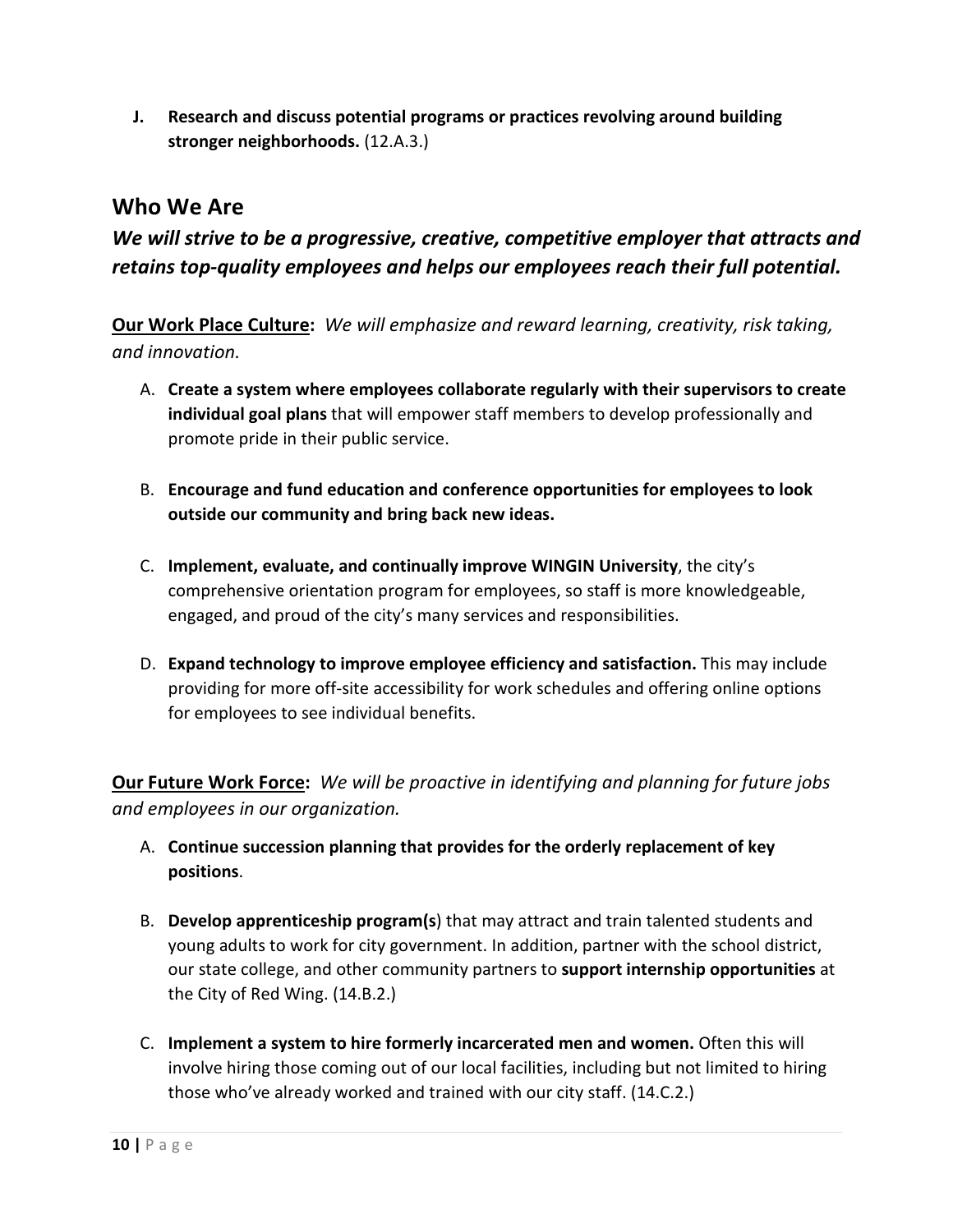J. **Research and discuss potential programs or practices revolving around building stronger neighborhoods.** (12.A.3.)

## Who We Are

### *We will strive to be a progressive, creative, competitive employer that attracts and retains top-quality employees and helps our employees reach their full potential.*

**Our Work Place Culture:** *We will emphasize and reward learning, creativity, risk taking, and innovation.*

A. **Create a system where employees collaborate regularly with their supervisors to create individual goal plans** that will empower staff members to develop professionally and promote pride in their public service.

B. **Encourage and fund education and conference opportunities for employees to look outside our community and bring back new ideas.**

C. **Implement, evaluate, and continually improve WINGIN University**, the city's comprehensive orientation program for employees, so staff is more knowledgeable, engaged, and proud of the city's many services and responsibilities.

D. **Expand technology to improve employee efficiency and satisfaction.** This may include providing for more off-site accessibility for work schedules and offering online options for employees to see individual benefits.

**Our Future Work Force:** *We will be proactive in identifying and planning for future jobs and employees in our organization.*

A. **Continue succession planning that provides for the orderly replacement of key positions**.

B. **Develop apprenticeship program(s**) that may attract and train talented students and young adults to work for city government. In addition, partner with the school district, our state college, and other community partners to **support internship opportunities** at the City of Red Wing. (14.B.2.)

C. **Implement a system to hire formerly incarcerated men and women.** Often this will involve hiring those coming out of our local facilities, including but not limited to hiring those who've already worked and trained with our city staff. (14.C.2.)